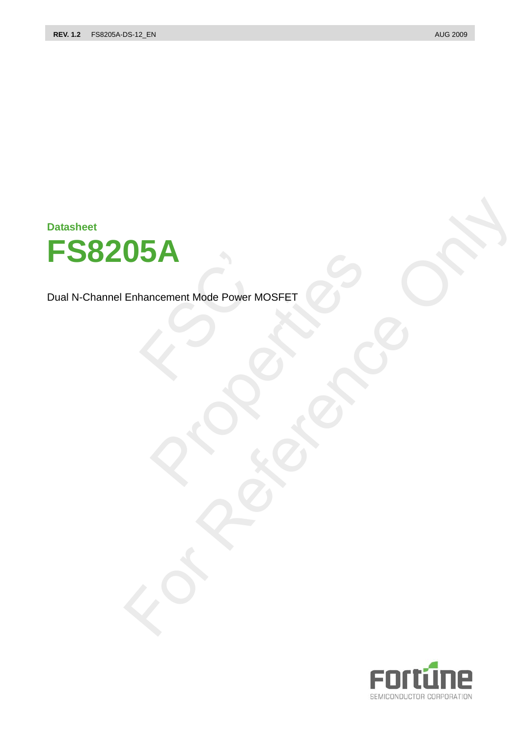Datasheet

# FS8205A

Dual N-Channel Enhancement Mode Power MOSFET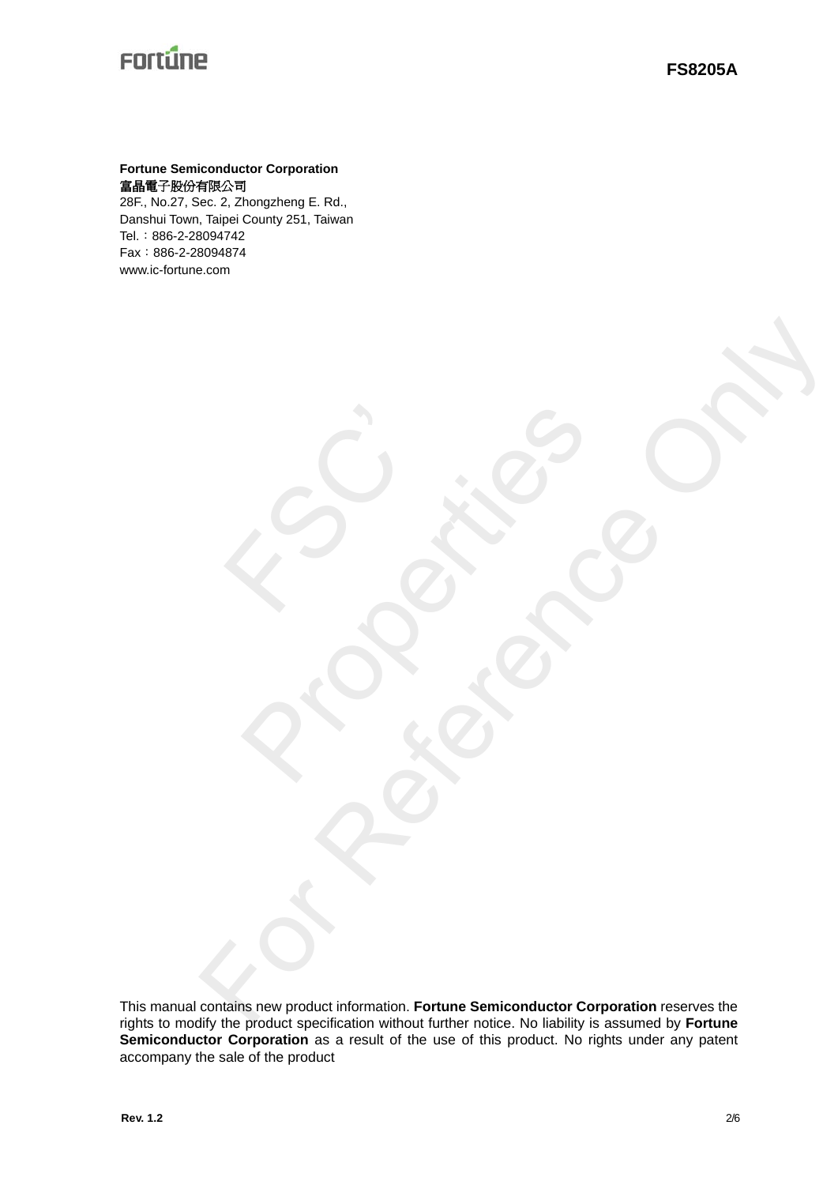**Fortune Semiconductor Corporation**
**富晶電子股份有限公司**
28F., No.27, Sec. 2, Zhongzheng E. Rd.,
Danshui Town, Taipei County 251, Taiwan
Tel.：886-2-28094742
Fax：886-2-28094874
www.ic-fortune.com

This manual contains new product information. **Fortune Semiconductor Corporation** reserves the rights to modify the product specification without further notice. No liability is assumed by **Fortune Semiconductor Corporation** as a result of the use of this product. No rights under any patent accompany the sale of the product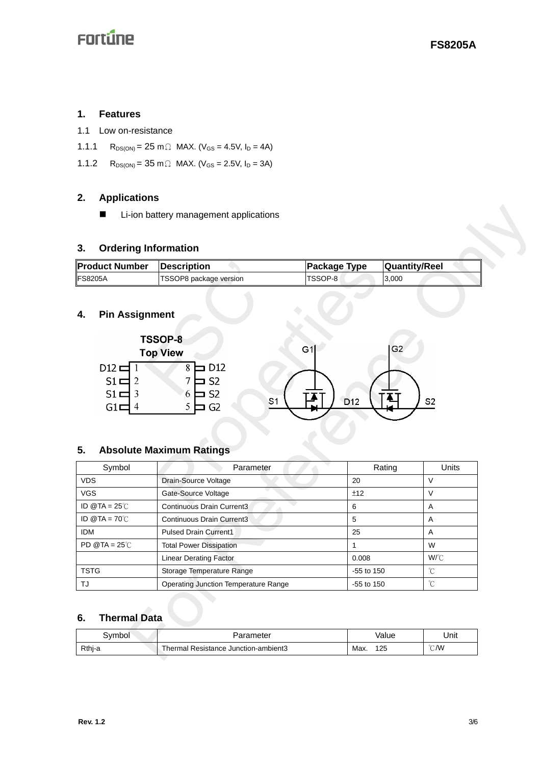## 1. Features

1.1 Low on-resistance

1.1.1 $R_{DS(ON)}$ = 25 mΩ MAX. ($V_{GS}$ = 4.5V, $I_D$ = 4A)

1.1.2 $R_{DS(ON)}$ = 35 mΩ MAX. ($V_{GS}$ = 2.5V, $I_D$ = 3A)

## 2. Applications

- Li-ion battery management applications

## 3. Ordering Information

| Product Number | Description | Package Type | Quantity/Reel |
|---|---|---|---|
| FS8205A | TSSOP8 package version | TSSOP-8 | 3,000 |

## 4. Pin Assignment

TSSOP-8
Top View

| Pin | Name | Pin | Name |
|---|---|---|---|
| 1 | D12 | 8 | D12 |
| 2 | S1 | 7 | S2 |
| 3 | S1 | 6 | S2 |
| 4 | G1 | 5 | G2 |

G1, G2, S1, D12, S2

## 5. Absolute Maximum Ratings

| Symbol | Parameter | Rating | Units |
|---|---|---|---|
| VDS | Drain-Source Voltage | 20 | V |
| VGS | Gate-Source Voltage | ±12 | V |
| ID @TA = 25℃ | Continuous Drain Current3 | 6 | A |
| ID @TA = 70℃ | Continuous Drain Current3 | 5 | A |
| IDM | Pulsed Drain Current1 | 25 | A |
| PD @TA = 25℃ | Total Power Dissipation | 1 | W |
| | Linear Derating Factor | 0.008 | W/℃ |
| TSTG | Storage Temperature Range | -55 to 150 | ℃ |
| TJ | Operating Junction Temperature Range | -55 to 150 | ℃ |

## 6. Thermal Data

| Symbol | Parameter | Value | Unit |
|---|---|---|---|
| Rthj-a | Thermal Resistance Junction-ambient3 | Max. 125 | ℃/W |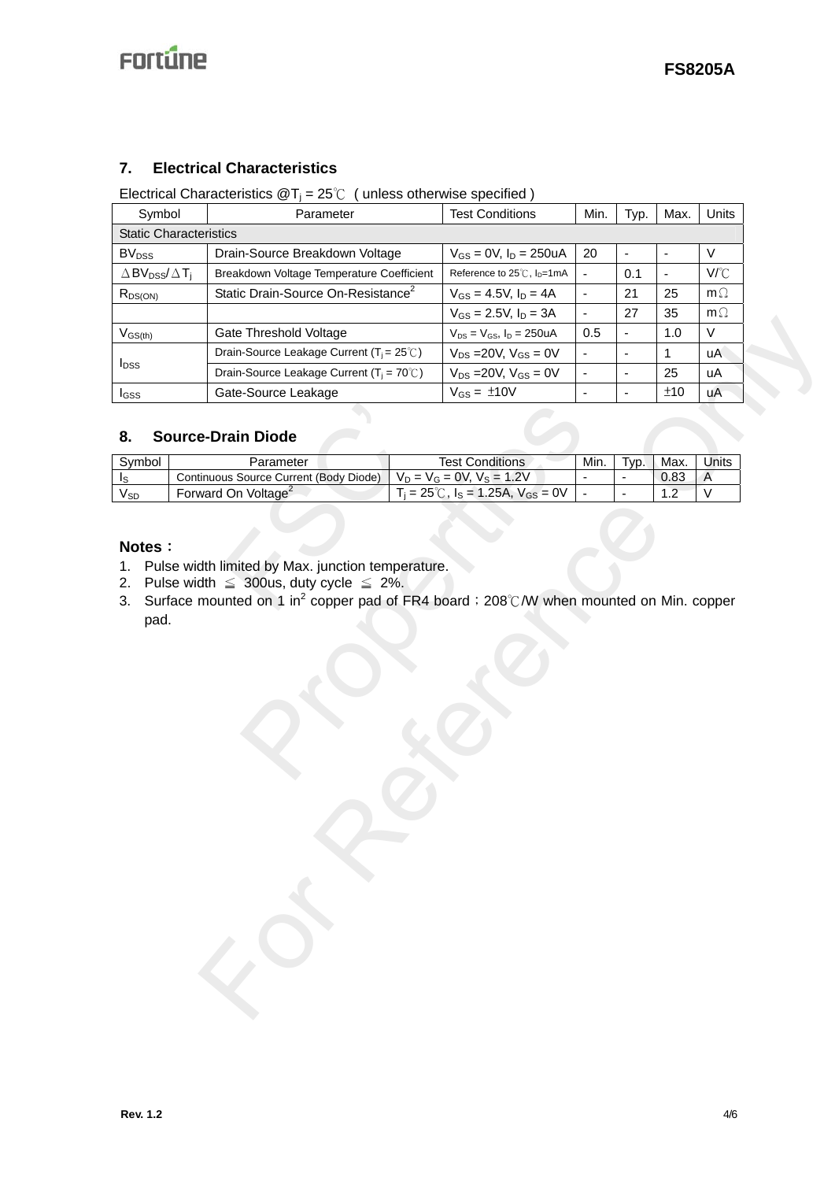## 7. Electrical Characteristics

Electrical Characteristics @$T_j$ = 25℃ ( unless otherwise specified )

| Symbol | Parameter | Test Conditions | Min. | Typ. | Max. | Units |
|---|---|---|---|---|---|---|
| Static Characteristics | | | | | | |
| $BV_{DSS}$ | Drain-Source Breakdown Voltage | $V_{GS}$ = 0V, $I_D$ = 250uA | 20 | - | - | V |
| $\Delta BV_{DSS}/\Delta T_j$ | Breakdown Voltage Temperature Coefficient | Reference to 25℃, $I_D$=1mA | - | 0.1 | - | V/℃ |
| $R_{DS(ON)}$ | Static Drain-Source On-Resistance[2] | $V_{GS}$ = 4.5V, $I_D$ = 4A | - | 21 | 25 | mΩ |
| | | $V_{GS}$ = 2.5V, $I_D$ = 3A | - | 27 | 35 | mΩ |
| $V_{GS(th)}$ | Gate Threshold Voltage | $V_{DS}$ = $V_{GS}$, $I_D$ = 250uA | 0.5 | - | 1.0 | V |
| $I_{DSS}$ | Drain-Source Leakage Current ($T_j$ = 25℃) | $V_{DS}$ =20V, $V_{GS}$ = 0V | - | - | 1 | uA |
| | Drain-Source Leakage Current ($T_j$ = 70℃) | $V_{DS}$ =20V, $V_{GS}$ = 0V | - | - | 25 | uA |
| $I_{GSS}$ | Gate-Source Leakage | $V_{GS}$ = ±10V | - | - | ±10 | uA |

## 8. Source-Drain Diode

| Symbol | Parameter | Test Conditions | Min. | Typ. | Max. | Units |
|---|---|---|---|---|---|---|
| $I_S$ | Continuous Source Current (Body Diode) | $V_D$ = $V_G$ = 0V, $V_S$ = 1.2V | - | - | 0.83 | A |
| $V_{SD}$ | Forward On Voltage[2] | $T_j$ = 25℃, $I_S$ = 1.25A, $V_{GS}$ = 0V | - | - | 1.2 | V |

**Notes：**

1. Pulse width limited by Max. junction temperature.
2. Pulse width ≦ 300us, duty cycle ≦ 2%.
3. Surface mounted on 1 $in^2$ copper pad of FR4 board；208℃/W when mounted on Min. copper pad.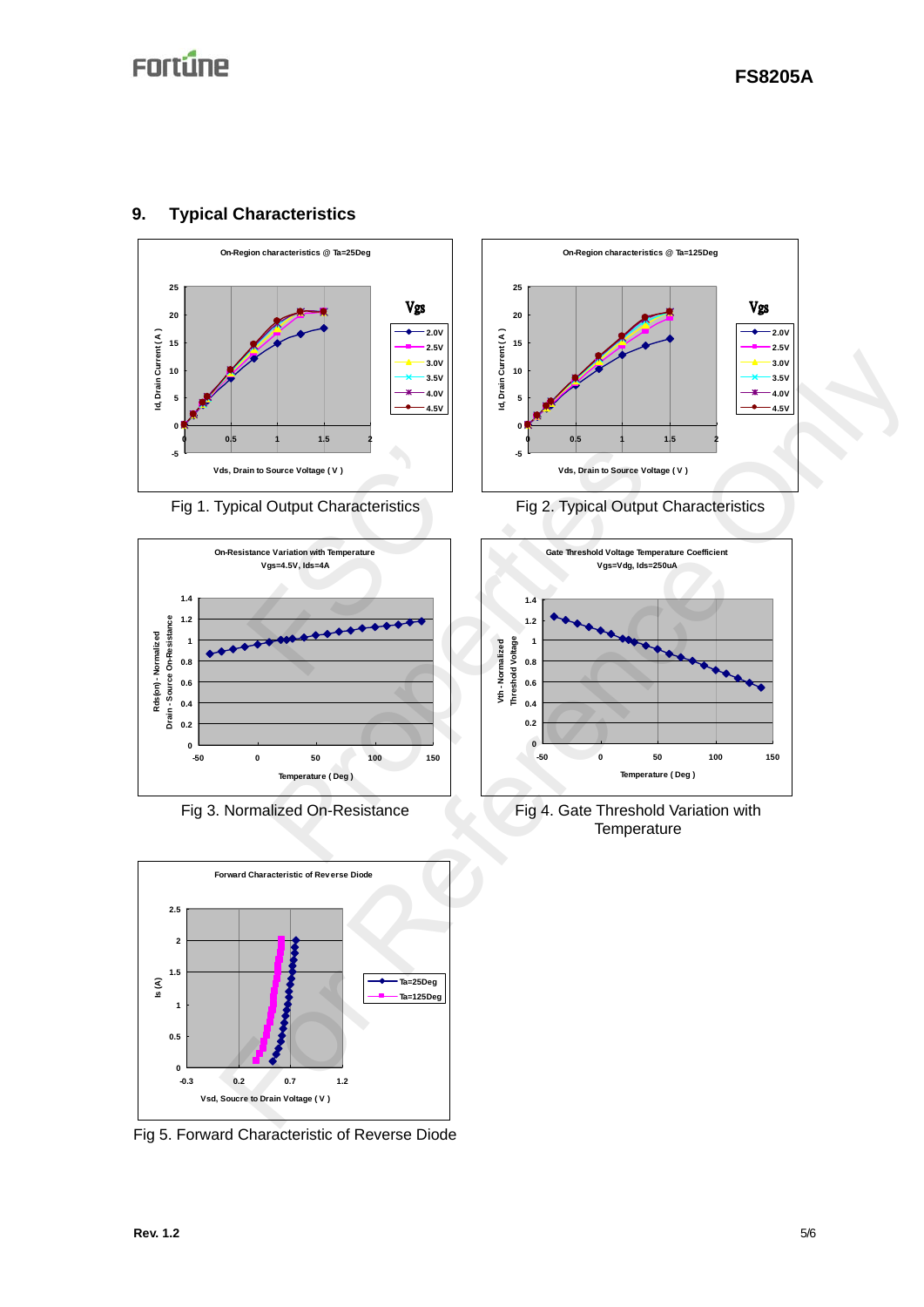## 9. Typical Characteristics

Fig 1. Typical Output Characteristics

Fig 2. Typical Output Characteristics

Fig 3. Normalized On-Resistance

Fig 4. Gate Threshold Variation with Temperature

Fig 5. Forward Characteristic of Reverse Diode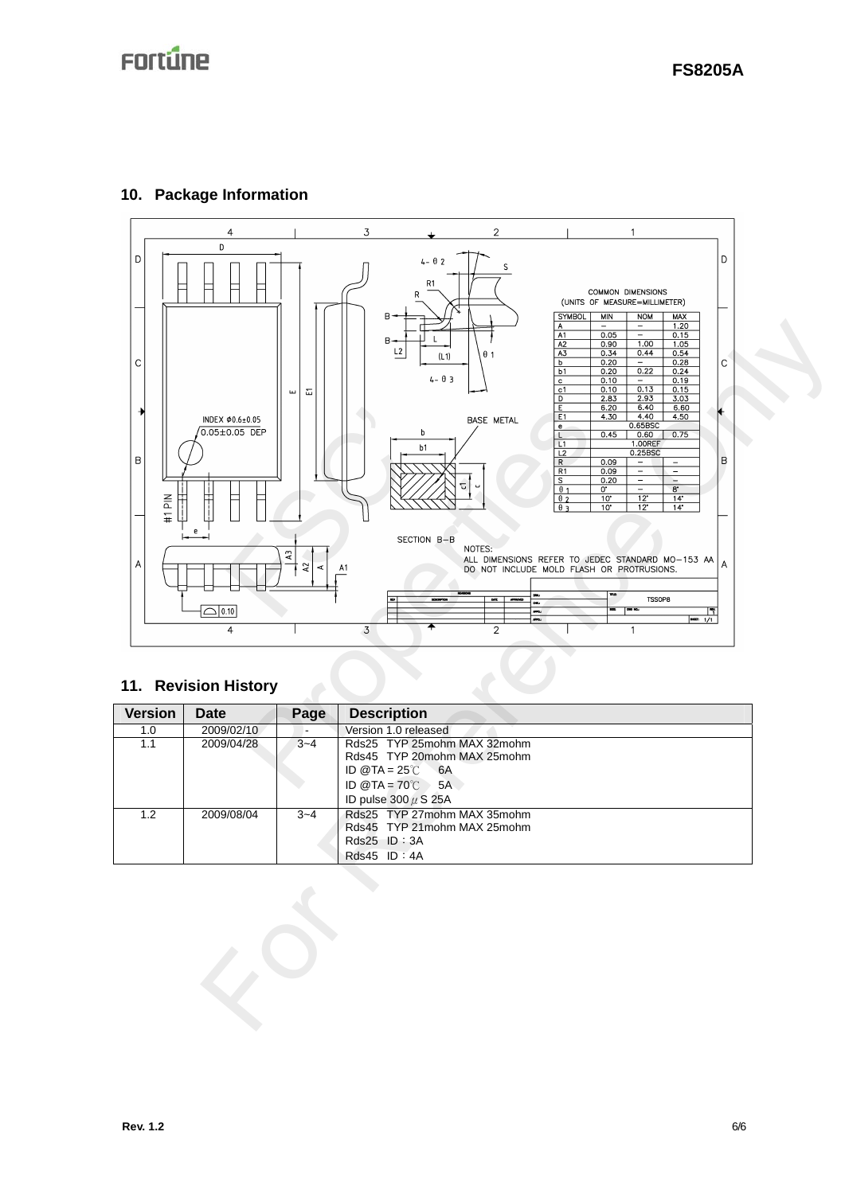## 10. Package Information

COMMON DIMENSIONS
(UNITS OF MEASURE=MILLIMETER)

| SYMBOL | MIN | NOM | MAX |
|---|---|---|---|
| A | – | – | 1.20 |
| A1 | 0.05 | – | 0.15 |
| A2 | 0.90 | 1.00 | 1.05 |
| A3 | 0.34 | 0.44 | 0.54 |
| b | 0.20 | – | 0.28 |
| b1 | 0.20 | 0.22 | 0.24 |
| c | 0.10 | – | 0.19 |
| c1 | 0.10 | 0.13 | 0.15 |
| D | 2.83 | 2.93 | 3.03 |
| E | 6.20 | 6.40 | 6.60 |
| E1 | 4.30 | 4.40 | 4.50 |
| e | 0.65BSC | | |
| L | 0.45 | 0.60 | 0.75 |
| L1 | 1.00REF | | |
| L2 | 0.25BSC | | |
| R | 0.09 | – | – |
| R1 | 0.09 | – | – |
| S | 0.20 | – | – |
| θ1 | 0° | – | 8° |
| θ2 | 10° | 12° | 14° |
| θ3 | 10° | 12° | 14° |

INDEX Φ0.6±0.05
0.05±0.05 DEP

BASE METAL

SECTION B–B

NOTES:
ALL DIMENSIONS REFER TO JEDEC STANDARD MO–153 AA
DO NOT INCLUDE MOLD FLASH OR PROTRUSIONS.

TSSOP8

## 11. Revision History

| Version | Date | Page | Description |
|---|---|---|---|
| 1.0 | 2009/02/10 | - | Version 1.0 released |
| 1.1 | 2009/04/28 | 3~4 | Rds25 TYP 25mohm MAX 32mohm<br>Rds45 TYP 20mohm MAX 25mohm<br>ID @TA = 25℃ 6A<br>ID @TA = 70℃ 5A<br>ID pulse 300μS 25A |
| 1.2 | 2009/08/04 | 3~4 | Rds25 TYP 27mohm MAX 35mohm<br>Rds45 TYP 21mohm MAX 25mohm<br>Rds25 ID：3A<br>Rds45 ID：4A |